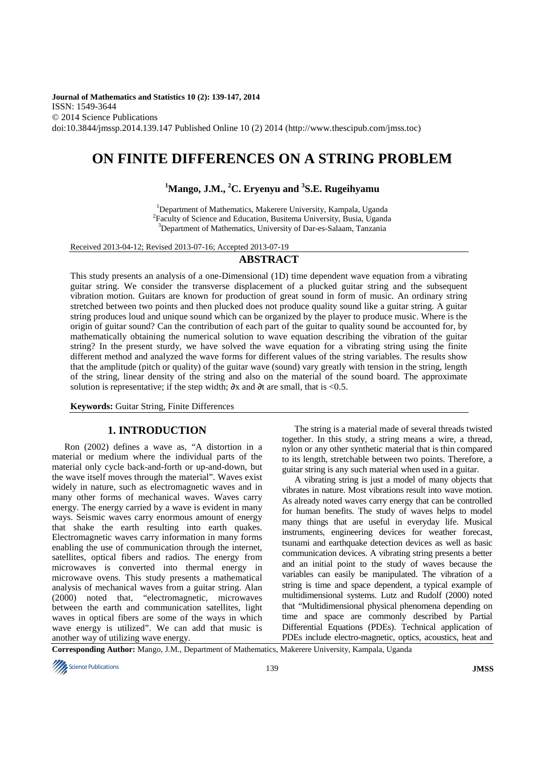**Journal of Mathematics and Statistics 10 (2): 139-147, 2014**
ISSN: 1549-3644
© 2014 Science Publications
doi:10.3844/jmssp.2014.139.147 Published Online 10 (2) 2014 (http://www.thescipub.com/jmss.toc)

# ON FINITE DIFFERENCES ON A STRING PROBLEM

**[1]Mango, J.M., [2]C. Eryenyu and [3]S.E. Rugeihyamu**

[1]Department of Mathematics, Makerere University, Kampala, Uganda
[2]Faculty of Science and Education, Busitema University, Busia, Uganda
[3]Department of Mathematics, University of Dar-es-Salaam, Tanzania

Received 2013-04-12; Revised 2013-07-16; Accepted 2013-07-19

## ABSTRACT

This study presents an analysis of a one-Dimensional (1D) time dependent wave equation from a vibrating guitar string. We consider the transverse displacement of a plucked guitar string and the subsequent vibration motion. Guitars are known for production of great sound in form of music. An ordinary string stretched between two points and then plucked does not produce quality sound like a guitar string. A guitar string produces loud and unique sound which can be organized by the player to produce music. Where is the origin of guitar sound? Can the contribution of each part of the guitar to quality sound be accounted for, by mathematically obtaining the numerical solution to wave equation describing the vibration of the guitar string? In the present sturdy, we have solved the wave equation for a vibrating string using the finite different method and analyzed the wave forms for different values of the string variables. The results show that the amplitude (pitch or quality) of the guitar wave (sound) vary greatly with tension in the string, length of the string, linear density of the string and also on the material of the sound board. The approximate solution is representative; if the step width; $\partial x$ and $\partial t$ are small, that is <0.5.

**Keywords:** Guitar String, Finite Differences

## 1. INTRODUCTION

Ron (2002) defines a wave as, "A distortion in a material or medium where the individual parts of the material only cycle back-and-forth or up-and-down, but the wave itself moves through the material". Waves exist widely in nature, such as electromagnetic waves and in many other forms of mechanical waves. Waves carry energy. The energy carried by a wave is evident in many ways. Seismic waves carry enormous amount of energy that shake the earth resulting into earth quakes. Electromagnetic waves carry information in many forms enabling the use of communication through the internet, satellites, optical fibers and radios. The energy from microwaves is converted into thermal energy in microwave ovens. This study presents a mathematical analysis of mechanical waves from a guitar string. Alan (2000) noted that, "electromagnetic, microwaves between the earth and communication satellites, light waves in optical fibers are some of the ways in which wave energy is utilized". We can add that music is another way of utilizing wave energy.

The string is a material made of several threads twisted together. In this study, a string means a wire, a thread, nylon or any other synthetic material that is thin compared to its length, stretchable between two points. Therefore, a guitar string is any such material when used in a guitar.

A vibrating string is just a model of many objects that vibrates in nature. Most vibrations result into wave motion. As already noted waves carry energy that can be controlled for human benefits. The study of waves helps to model many things that are useful in everyday life. Musical instruments, engineering devices for weather forecast, tsunami and earthquake detection devices as well as basic communication devices. A vibrating string presents a better and an initial point to the study of waves because the variables can easily be manipulated. The vibration of a string is time and space dependent, a typical example of multidimensional systems. Lutz and Rudolf (2000) noted that "Multidimensional physical phenomena depending on time and space are commonly described by Partial Differential Equations (PDEs). Technical application of PDEs include electro-magnetic, optics, acoustics, heat and

**Corresponding Author:** Mango, J.M., Department of Mathematics, Makerere University, Kampala, Uganda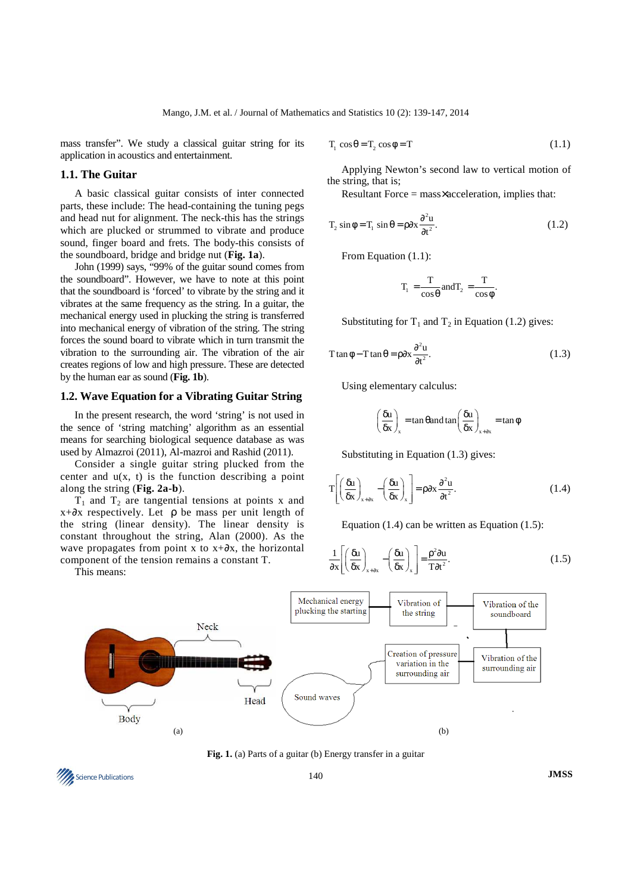mass transfer". We study a classical guitar string for its application in acoustics and entertainment.

### 1.1. The Guitar

A basic classical guitar consists of inter connected parts, these include: The head-containing the tuning pegs and head nut for alignment. The neck-this has the strings which are plucked or strummed to vibrate and produce sound, finger board and frets. The body-this consists of the soundboard, bridge and bridge nut (**Fig. 1a**).

John (1999) says, "99% of the guitar sound comes from the soundboard". However, we have to note at this point that the soundboard is 'forced' to vibrate by the string and it vibrates at the same frequency as the string. In a guitar, the mechanical energy used in plucking the string is transferred into mechanical energy of vibration of the string. The string forces the sound board to vibrate which in turn transmit the vibration to the surrounding air. The vibration of the air creates regions of low and high pressure. These are detected by the human ear as sound (**Fig. 1b**).

### 1.2. Wave Equation for a Vibrating Guitar String

In the present research, the word 'string' is not used in the sence of 'string matching' algorithm as an essential means for searching biological sequence database as was used by Almazroi (2011), Al-mazroi and Rashid (2011).

Consider a single guitar string plucked from the center and u(x, t) is the function describing a point along the string (**Fig. 2a-b**).

$T_1$ and $T_2$ are tangential tensions at points x and $x+\partial x$ respectively. Let $\rho$ be mass per unit length of the string (linear density). The linear density is constant throughout the string, Alan (2000). As the wave propagates from point x to $x+\partial x$, the horizontal component of the tension remains a constant T.

This means:

$$T_1 \cos\theta = T_2 \cos\phi = T \tag{1.1}$$

Applying Newton's second law to vertical motion of the string, that is;

Resultant Force = mass×acceleration, implies that:

$$T_2 \sin\phi = T_1 \sin\theta = \rho\partial x \frac{\partial^2 u}{\partial t^2}. \tag{1.2}$$

From Equation (1.1):

$$T_1 = \frac{T}{\cos\theta} \text{ and } T_2 = \frac{T}{\cos\phi}.$$

Substituting for $T_1$ and $T_2$ in Equation (1.2) gives:

$$T\tan\phi - T\tan\theta = \rho\partial x \frac{\partial^2 u}{\partial t^2}. \tag{1.3}$$

Using elementary calculus:

$$\left(\frac{\delta u}{\delta x}\right)_x = \tan\theta \text{ and } \tan\left(\frac{\delta u}{\delta x}\right)_{x+\partial x} = \tan\phi$$

Substituting in Equation (1.3) gives:

$$T\left[\left(\frac{\delta u}{\delta x}\right)_{x+\partial x} - \left(\frac{\delta u}{\delta x}\right)_x\right] = \rho\partial x \frac{\partial^2 u}{\partial t^2}. \tag{1.4}$$

Equation (1.4) can be written as Equation (1.5):

$$\frac{1}{\partial x}\left[\left(\frac{\delta u}{\delta x}\right)_{x+\partial x} - \left(\frac{\delta u}{\delta x}\right)_x\right] = \frac{\rho^2 \partial u}{T\partial t^2}. \tag{1.5}$$

**Fig. 1.** (a) Parts of a guitar (b) Energy transfer in a guitar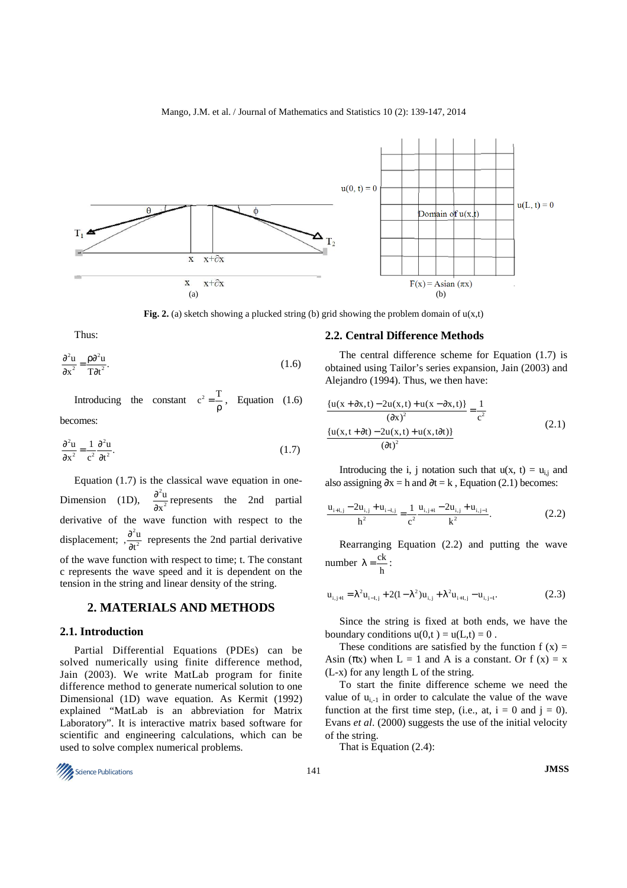Fig. 2. (a) sketch showing a plucked string (b) grid showing the problem domain of u(x,t)

Thus:

$$\frac{\partial^2 u}{\partial x^2} = \frac{\rho \partial^2 u}{T \partial t^2}. \tag{1.6}$$

Introducing the constant $c^2 = \frac{T}{\rho}$, Equation (1.6) becomes:

$$\frac{\partial^2 u}{\partial x^2} = \frac{1}{c^2}\frac{\partial^2 u}{\partial t^2}. \tag{1.7}$$

Equation (1.7) is the classical wave equation in one-Dimension (1D), $\frac{\partial^2 u}{\partial x^2}$ represents the 2nd partial derivative of the wave function with respect to the displacement; $\frac{\partial^2 u}{\partial t^2}$ represents the 2nd partial derivative of the wave function with respect to time; t. The constant c represents the wave speed and it is dependent on the tension in the string and linear density of the string.

## 2. MATERIALS AND METHODS

### 2.1. Introduction

Partial Differential Equations (PDEs) can be solved numerically using finite difference method, Jain (2003). We write MatLab program for finite difference method to generate numerical solution to one Dimensional (1D) wave equation. As Kermit (1992) explained "MatLab is an abbreviation for Matrix Laboratory". It is interactive matrix based software for scientific and engineering calculations, which can be used to solve complex numerical problems.

### 2.2. Central Difference Methods

The central difference scheme for Equation (1.7) is obtained using Tailor's series expansion, Jain (2003) and Alejandro (1994). Thus, we then have:

$$\frac{\{u(x+\partial x,t) - 2u(x,t) + u(x-\partial x,t)\}}{(\partial x)^2} = \frac{1}{c^2} \frac{\{u(x,t+\partial t) - 2u(x,t) + u(x,t\partial t)\}}{(\partial t)^2} \tag{2.1}$$

Introducing the i, j notation such that u(x, t) = $u_{i,j}$ and also assigning $\partial x = h$ and $\partial t = k$, Equation (2.1) becomes:

$$\frac{u_{i+1,j} - 2u_{i,j} + u_{i-1,j}}{h^2} = \frac{1}{c^2}\frac{u_{i,j+1} - 2u_{i,j} + u_{i,j-1}}{k^2}. \tag{2.2}$$

Rearranging Equation (2.2) and putting the wave number $\lambda = \frac{ck}{h}$:

$$u_{i,j+1} = \lambda^2 u_{i-1,j} + 2(1-\lambda^2)u_{i,j} + \lambda^2 u_{i+1,j} - u_{i,j-1}. \tag{2.3}$$

Since the string is fixed at both ends, we have the boundary conditions $u(0,t) = u(L,t) = 0$.

These conditions are satisfied by the function $f(x) = A\sin(\pi x)$ when $L = 1$ and A is a constant. Or $f(x) = x(L-x)$ for any length L of the string.

To start the finite difference scheme we need the value of $u_{i,-1}$ in order to calculate the value of the wave function at the first time step, (i.e., at, i = 0 and j = 0). Evans *et al*. (2000) suggests the use of the initial velocity of the string.

That is Equation (2.4):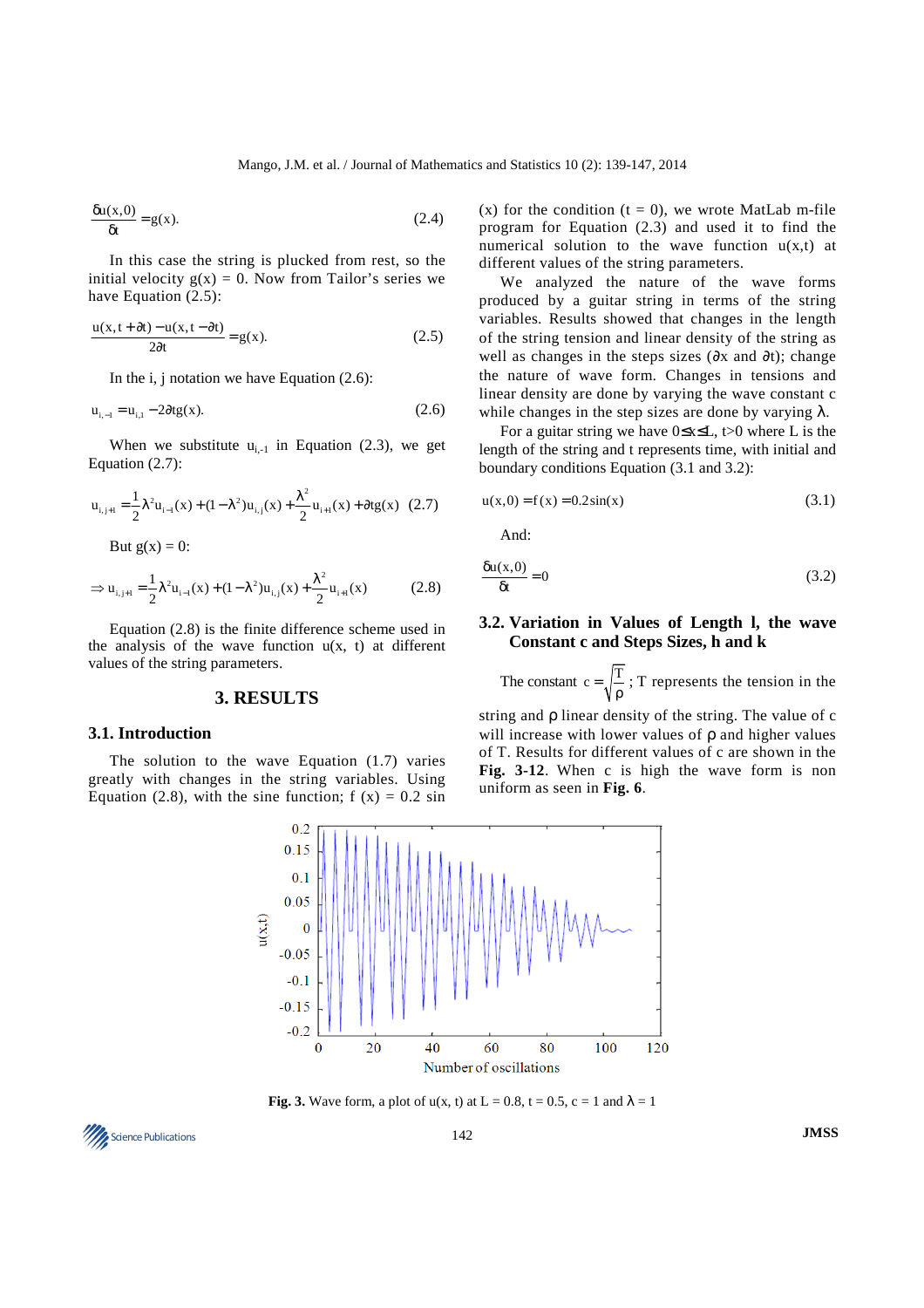$$\frac{\delta u(x,0)}{\delta t} = g(x). \tag{2.4}$$

In this case the string is plucked from rest, so the initial velocity $g(x) = 0$. Now from Tailor's series we have Equation (2.5):

$$\frac{u(x,t+\partial t) - u(x,t-\partial t)}{2\partial t} = g(x). \tag{2.5}$$

In the i, j notation we have Equation (2.6):

$$u_{i,-1} = u_{i,1} - 2\partial t g(x). \tag{2.6}$$

When we substitute $u_{i,-1}$ in Equation (2.3), we get Equation (2.7):

$$u_{i,j+1} = \frac{1}{2}\lambda^2 u_{i-1}(x) + (1-\lambda^2)u_{i,j}(x) + \frac{\lambda^2}{2}u_{i+1}(x) + \partial t g(x) \tag{2.7}$$

But $g(x) = 0$:

$$\Rightarrow u_{i,j+1} = \frac{1}{2}\lambda^2 u_{i-1}(x) + (1-\lambda^2)u_{i,j}(x) + \frac{\lambda^2}{2}u_{i+1}(x) \tag{2.8}$$

Equation (2.8) is the finite difference scheme used in the analysis of the wave function u(x, t) at different values of the string parameters.

## 3. RESULTS

### 3.1. Introduction

The solution to the wave Equation (1.7) varies greatly with changes in the string variables. Using Equation (2.8), with the sine function; $f(x) = 0.2 \sin(x)$ for the condition $(t = 0)$, we wrote MatLab m-file program for Equation (2.3) and used it to find the numerical solution to wave function u(x,t) at different values of the string parameters.

We analyzed the nature of the wave forms produced by a guitar string in terms of the string variables. Results showed that changes in the length of the string tension and linear density of the string as well as changes in the steps sizes ($\partial x$ and $\partial t$); change the nature of wave form. Changes in tensions and linear density are done by varying the wave constant c while changes in the step sizes are done by varying $\lambda$.

For a guitar string we have $0 \leq x \leq L$, $t > 0$ where L is the length of the string and t represents time, with initial and boundary conditions Equation (3.1 and 3.2):

$$u(x,0) = f(x) = 0.2\sin(x) \tag{3.1}$$

And:

$$\frac{\delta u(x,0)}{\delta t} = 0 \tag{3.2}$$

### 3.2. Variation in Values of Length l, the wave Constant c and Steps Sizes, h and k

The constant $c = \sqrt{\frac{T}{\rho}}$ ; T represents the tension in the string and $\rho$ linear density of the string. The value of c will increase with lower values of $\rho$ and higher values of T. Results for different values of c are shown in the **Fig. 3-12**. When c is high the wave form is non uniform as seen in **Fig. 6**.

**Fig. 3.** Wave form, a plot of u(x, t) at L = 0.8, t = 0.5, c = 1 and $\lambda = 1$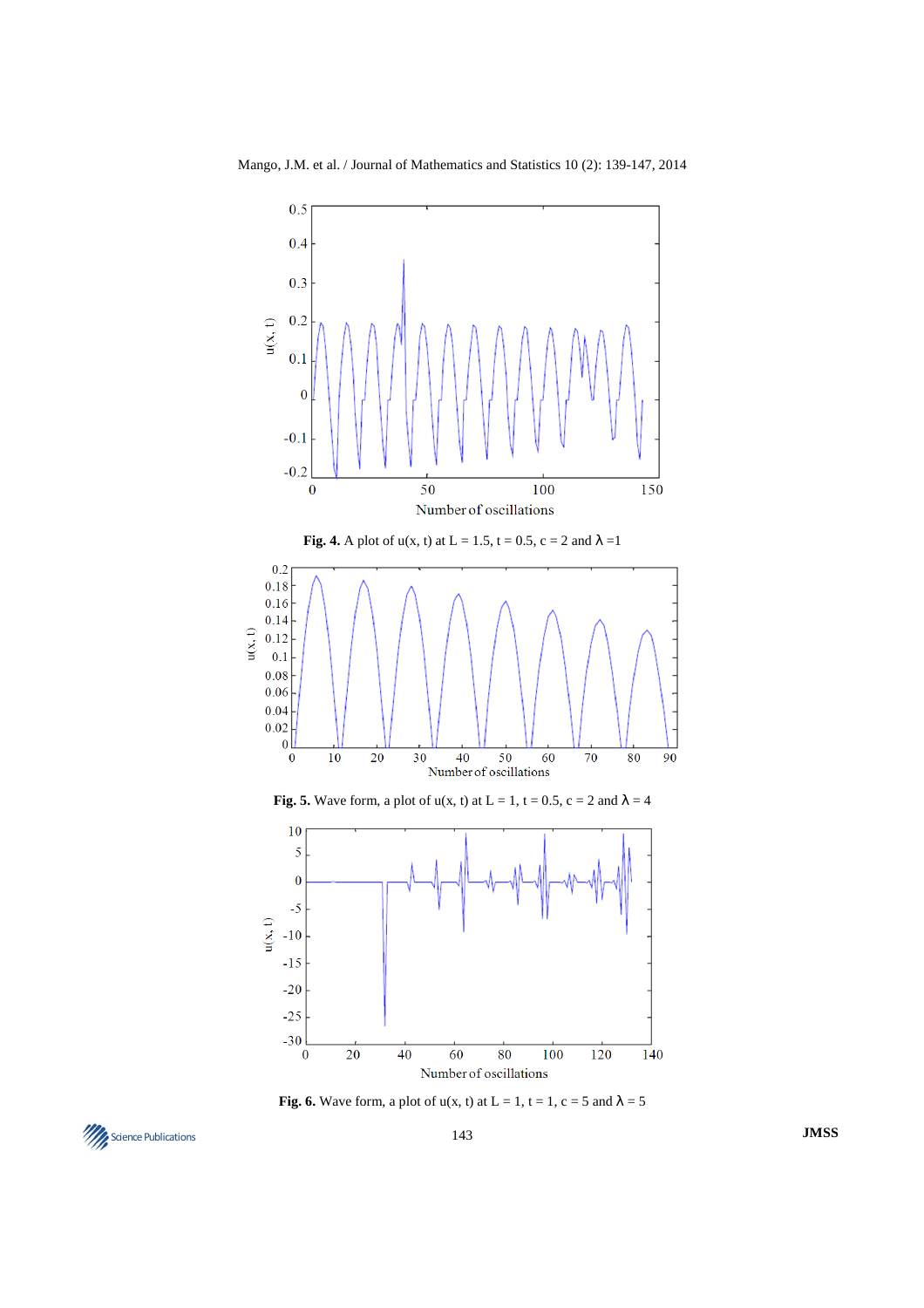**Fig. 4.** A plot of u(x, t) at L = 1.5, t = 0.5, c = 2 and λ =1

**Fig. 5.** Wave form, a plot of u(x, t) at L = 1, t = 0.5, c = 2 and λ = 4

**Fig. 6.** Wave form, a plot of u(x, t) at L = 1, t = 1, c = 5 and λ = 5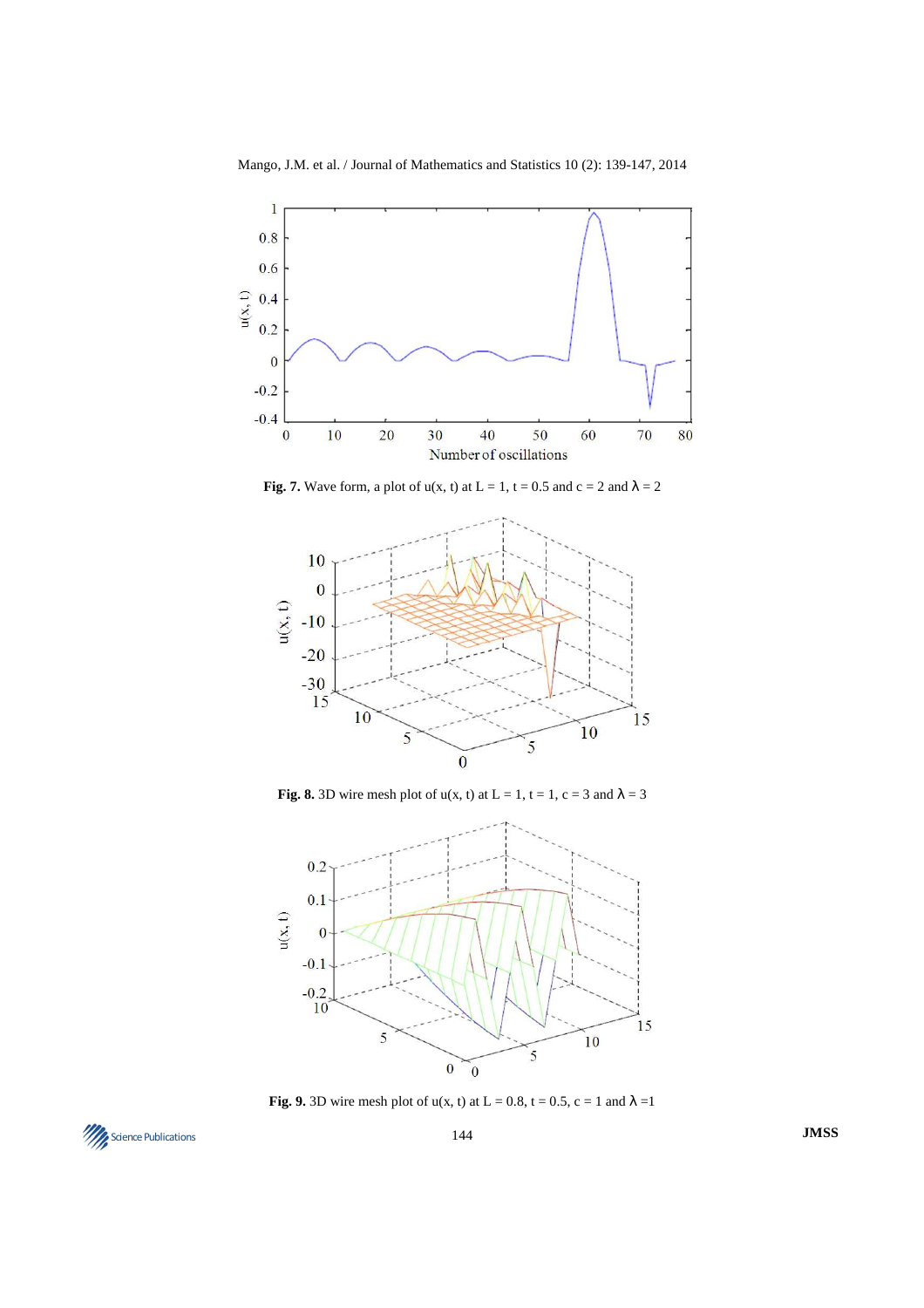**Fig. 7.** Wave form, a plot of u(x, t) at L = 1, t = 0.5 and c = 2 and λ = 2

**Fig. 8.** 3D wire mesh plot of u(x, t) at L = 1, t = 1, c = 3 and λ = 3

**Fig. 9.** 3D wire mesh plot of u(x, t) at L = 0.8, t = 0.5, c = 1 and λ =1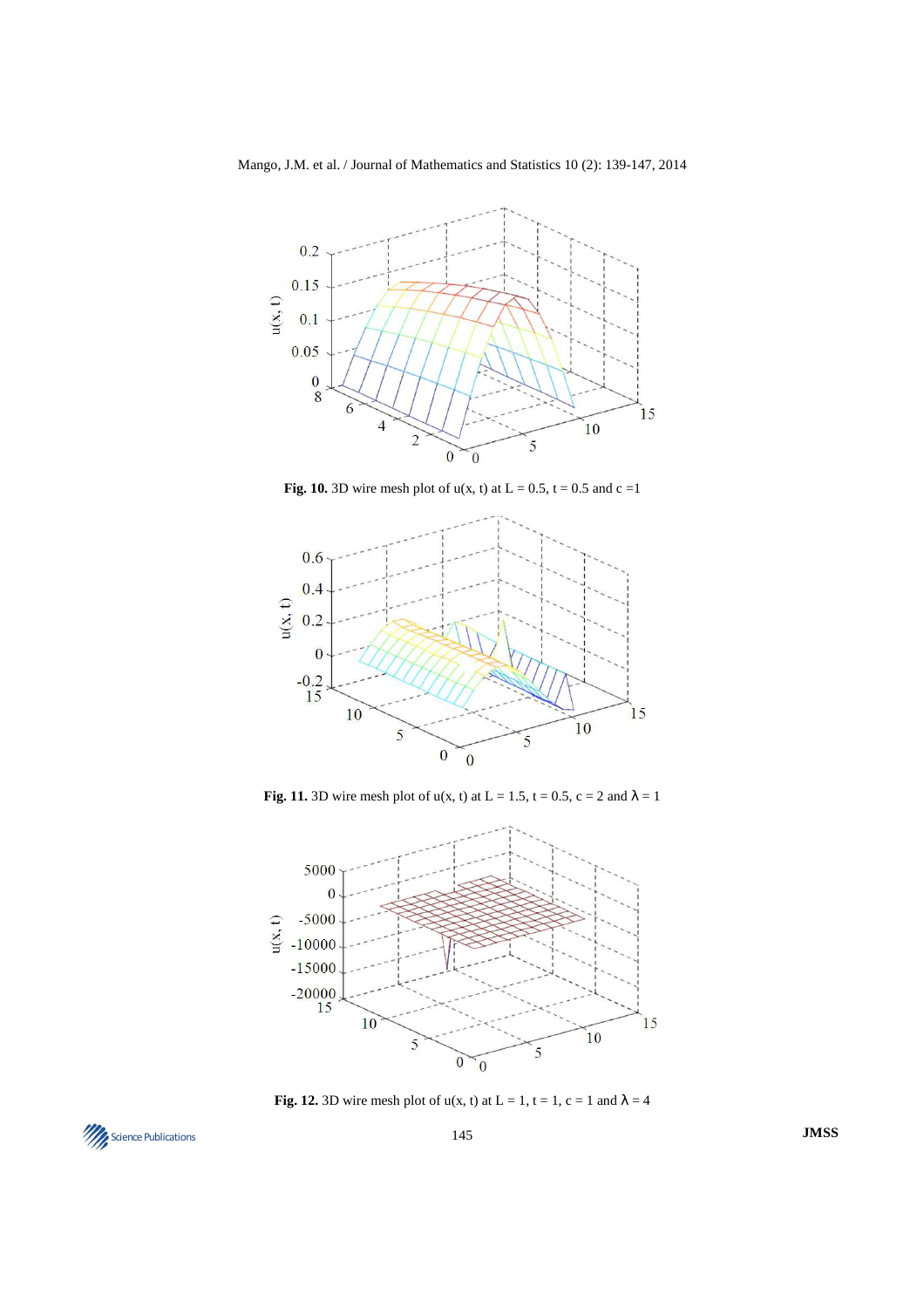**Fig. 10.** 3D wire mesh plot of $u(x, t)$ at $L = 0.5$, $t = 0.5$ and $c = 1$

**Fig. 11.** 3D wire mesh plot of $u(x, t)$ at $L = 1.5$, $t = 0.5$, $c = 2$ and $\lambda = 1$

**Fig. 12.** 3D wire mesh plot of $u(x, t)$ at $L = 1$, $t = 1$, $c = 1$ and $\lambda = 4$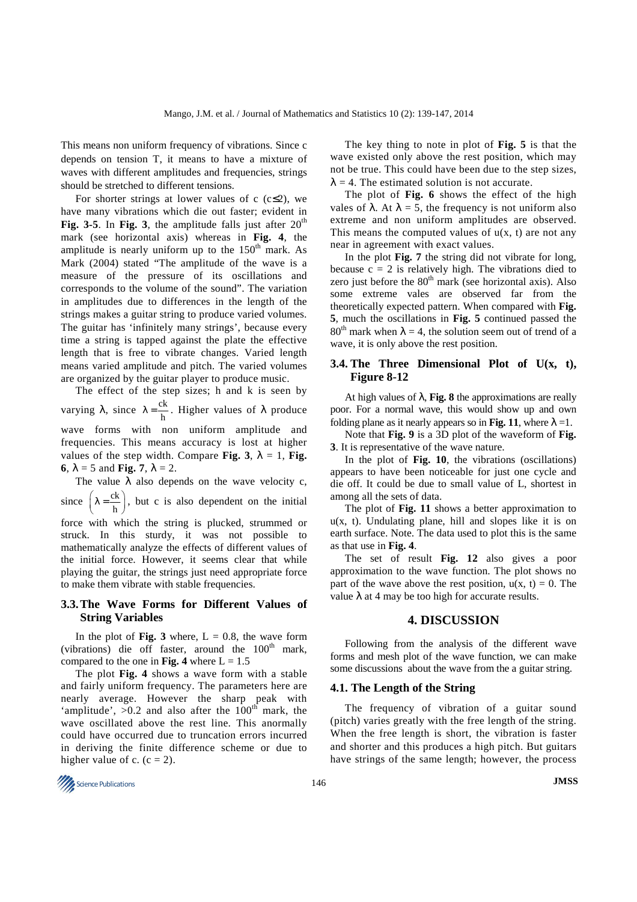This means non uniform frequency of vibrations. Since c depends on tension T, it means to have a mixture of waves with different amplitudes and frequencies, strings should be stretched to different tensions.

For shorter strings at lower values of c ($c \leq 2$), we have many vibrations which die out faster; evident in **Fig. 3-5**. In **Fig. 3**, the amplitude falls just after 20th mark (see horizontal axis) whereas in **Fig. 4**, the amplitude is nearly uniform up to the 150th mark. As Mark (2004) stated "The amplitude of the wave is a measure of the pressure of its oscillations and corresponds to the volume of the sound". The variation in amplitudes due to differences in the length of the strings makes a guitar string to produce varied volumes. The guitar has 'infinitely many strings', because every time a string is tapped against the plate the effective length that is free to vibrate changes. Varied length means varied amplitude and pitch. The varied volumes are organized by the guitar player to produce music.

The effect of the step sizes; h and k is seen by varying $\lambda$, since $\lambda = \frac{ck}{h}$. Higher values of $\lambda$ produce wave forms with non uniform amplitude and frequencies. This means accuracy is lost at higher values of the step width. Compare **Fig. 3**, $\lambda = 1$, **Fig. 6**, $\lambda = 5$ and **Fig. 7**, $\lambda = 2$.

The value $\lambda$ also depends on the wave velocity c, since $\left(\lambda = \frac{ck}{h}\right)$, but c is also dependent on the initial force with which the string is plucked, strummed or struck. In this sturdy, it was not possible to mathematically analyze the effects of different values of the initial force. However, it seems clear that while playing the guitar, the strings just need appropriate force to make them vibrate with stable frequencies.

### 3.3. The Wave Forms for Different Values of String Variables

In the plot of **Fig. 3** where, $L = 0.8$, the wave form (vibrations) die off faster, around the 100th mark, compared to the one in **Fig. 4** where $L = 1.5$

The plot **Fig. 4** shows a wave form with a stable and fairly uniform frequency. The parameters here are nearly average. However the sharp peak with 'amplitude', >0.2 and also after the 100th mark, the wave oscillated above the rest line. This anormally could have occurred due to truncation errors incurred in deriving the finite difference scheme or due to higher value of c. ($c = 2$).

The key thing to note in plot of **Fig. 5** is that the wave existed only above the rest position, which may not be true. This could have been due to the step sizes, $\lambda = 4$. The estimated solution is not accurate.

The plot of **Fig. 6** shows the effect of the high vales of $\lambda$. At $\lambda = 5$, the frequency is not uniform also extreme and non uniform amplitudes are observed. This means the computed values of $u(x, t)$ are not any near in agreement with exact values.

In the plot **Fig. 7** the string did not vibrate for long, because $c = 2$ is relatively high. The vibrations died to zero just before the 80th mark (see horizontal axis). Also some extreme vales are observed far from the theoretically expected pattern. When compared with **Fig. 5**, much the oscillations in **Fig. 5** continued passed the 80th mark when $\lambda = 4$, the solution seem out of trend of a wave, it is only above the rest position.

### 3.4. The Three Dimensional Plot of U(x, t), Figure 8-12

At high values of $\lambda$, **Fig. 8** the approximations are really poor. For a normal wave, this would show up and own folding plane as it nearly appears so in **Fig. 11**, where $\lambda = 1$.

Note that **Fig. 9** is a 3D plot of the waveform of **Fig. 3**. It is representative of the wave nature.

In the plot of **Fig. 10**, the vibrations (oscillations) appears to have been noticeable for just one cycle and die off. It could be due to small value of L, shortest in among all the sets of data.

The plot of **Fig. 11** shows a better approximation to $u(x, t)$. Undulating plane, hill and slopes like it is on earth surface. Note. The data used to plot this is the same as that use in **Fig. 4**.

The set of result **Fig. 12** also gives a poor approximation to the wave function. The plot shows no part of the wave above the rest position, $u(x, t) = 0$. The value $\lambda$ at 4 may be too high for accurate results.

## 4. DISCUSSION

Following from the analysis of the different wave forms and mesh plot of the wave function, we can make some discussions about the wave from the a guitar string.

### 4.1. The Length of the String

The frequency of vibration of a guitar sound (pitch) varies greatly with the free length of the string. When the free length is short, the vibration is faster and shorter and this produces a high pitch. But guitars have strings of the same length; however, the process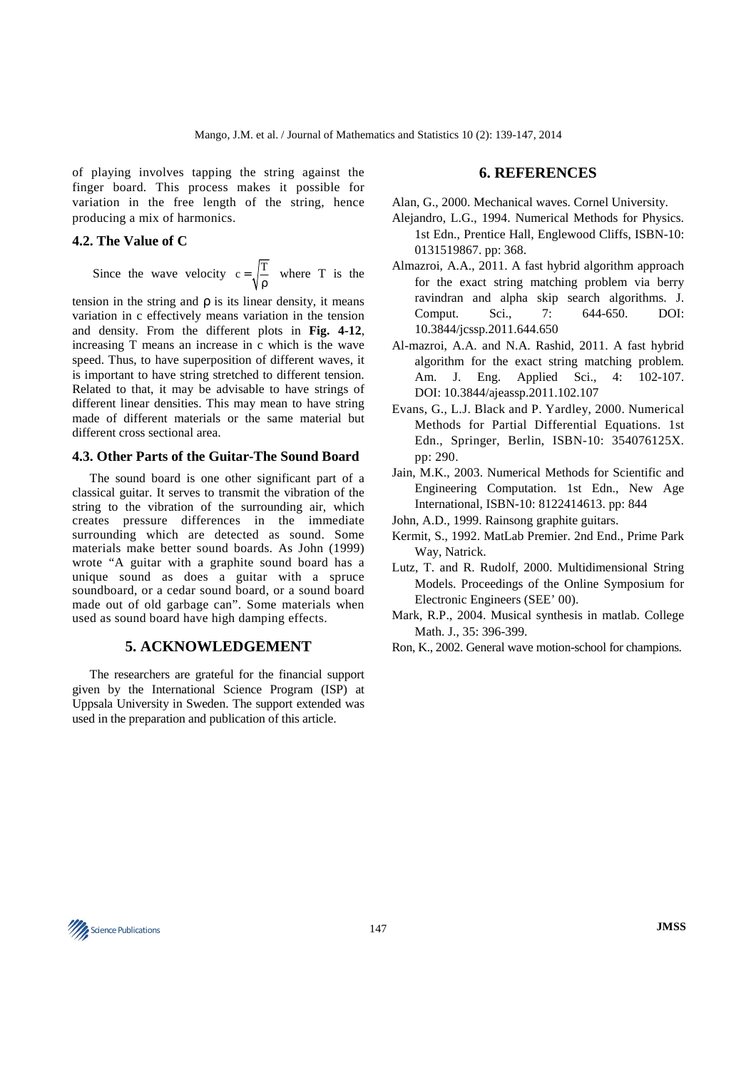of playing involves tapping the string against the finger board. This process makes it possible for variation in the free length of the string, hence producing a mix of harmonics.

### 4.2. The Value of C

Since the wave velocity $c = \sqrt{\frac{T}{\rho}}$ where T is the tension in the string and $\rho$ is its linear density, it means variation in c effectively means variation in the tension and density. From the different plots in **Fig. 4-12**, increasing T means an increase in c which is the wave speed. Thus, to have superposition of different waves, it is important to have string stretched to different tension. Related to that, it may be advisable to have strings of different linear densities. This may mean to have string made of different materials or the same material but different cross sectional area.

### 4.3. Other Parts of the Guitar-The Sound Board

The sound board is one other significant part of a classical guitar. It serves to transmit the vibration of the string to the vibration of the surrounding air, which creates pressure differences in the immediate surrounding which are detected as sound. Some materials make better sound boards. As John (1999) wrote "A guitar with a graphite sound board has a unique sound as does a guitar with a spruce soundboard, or a cedar sound board, or a sound board made out of old garbage can". Some materials when used as sound board have high damping effects.

## 5. ACKNOWLEDGEMENT

The researchers are grateful for the financial support given by the International Science Program (ISP) at Uppsala University in Sweden. The support extended was used in the preparation and publication of this article.

## 6. REFERENCES

Alan, G., 2000. Mechanical waves. Cornel University.

Alejandro, L.G., 1994. Numerical Methods for Physics. 1st Edn., Prentice Hall, Englewood Cliffs, ISBN-10: 0131519867. pp: 368.

Almazroi, A.A., 2011. A fast hybrid algorithm approach for the exact string matching problem via berry ravindran and alpha skip search algorithms. J. Comput. Sci., 7: 644-650. DOI: 10.3844/jcssp.2011.644.650

Al-mazroi, A.A. and N.A. Rashid, 2011. A fast hybrid algorithm for the exact string matching problem. Am. J. Eng. Applied Sci., 4: 102-107. DOI: 10.3844/ajeassp.2011.102.107

Evans, G., L.J. Black and P. Yardley, 2000. Numerical Methods for Partial Differential Equations. 1st Edn., Springer, Berlin, ISBN-10: 354076125X. pp: 290.

Jain, M.K., 2003. Numerical Methods for Scientific and Engineering Computation. 1st Edn., New Age International, ISBN-10: 8122414613. pp: 844

John, A.D., 1999. Rainsong graphite guitars.

Kermit, S., 1992. MatLab Premier. 2nd End., Prime Park Way, Natrick.

Lutz, T. and R. Rudolf, 2000. Multidimensional String Models. Proceedings of the Online Symposium for Electronic Engineers (SEE' 00).

Mark, R.P., 2004. Musical synthesis in matlab. College Math. J., 35: 396-399.

Ron, K., 2002. General wave motion-school for champions.